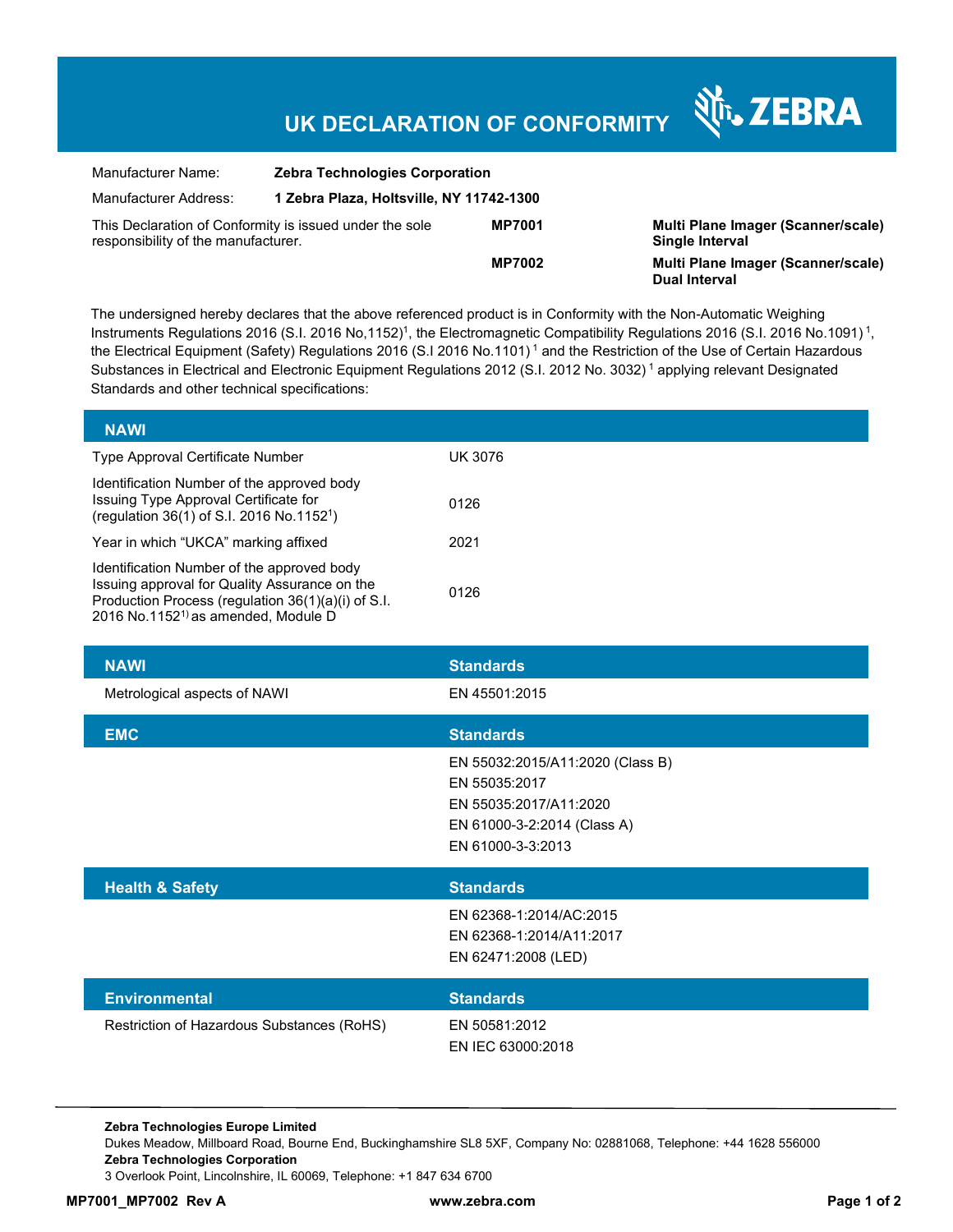# UK DECLARATION OF CONFORMITY

ZEBRA

| | | | |
|---|---|---|---|
| Manufacturer Name: | **Zebra Technologies Corporation** | | |
| Manufacturer Address: | **1 Zebra Plaza, Holtsville, NY 11742-1300** | | |
| This Declaration of Conformity is issued under the sole responsibility of the manufacturer. | | **MP7001** | **Multi Plane Imager (Scanner/scale) Single Interval** |
| | | **MP7002** | **Multi Plane Imager (Scanner/scale) Dual Interval** |

The undersigned hereby declares that the above referenced product is in Conformity with the Non-Automatic Weighing Instruments Regulations 2016 (S.I. 2016 No,1152)[1], the Electromagnetic Compatibility Regulations 2016 (S.I. 2016 No.1091) [1], the Electrical Equipment (Safety) Regulations 2016 (S.I 2016 No.1101) [1] and the Restriction of the Use of Certain Hazardous Substances in Electrical and Electronic Equipment Regulations 2012 (S.I. 2012 No. 3032) [1] applying relevant Designated Standards and other technical specifications:

| NAWI | |
|---|---|
| Type Approval Certificate Number | UK 3076 |
| Identification Number of the approved body Issuing Type Approval Certificate for (regulation 36(1) of S.I. 2016 No.1152[1]) | 0126 |
| Year in which "UKCA" marking affixed | 2021 |
| Identification Number of the approved body Issuing approval for Quality Assurance on the Production Process (regulation 36(1)(a)(i) of S.I. 2016 No.1152[1]) as amended, Module D | 0126 |

| NAWI | Standards |
|---|---|
| Metrological aspects of NAWI | EN 45501:2015 |

| EMC | Standards |
|---|---|
| | EN 55032:2015/A11:2020 (Class B)<br>EN 55035:2017<br>EN 55035:2017/A11:2020<br>EN 61000-3-2:2014 (Class A)<br>EN 61000-3-3:2013 |

| Health & Safety | Standards |
|---|---|
| | EN 62368-1:2014/AC:2015<br>EN 62368-1:2014/A11:2017<br>EN 62471:2008 (LED) |

| Environmental | Standards |
|---|---|
| Restriction of Hazardous Substances (RoHS) | EN 50581:2012<br>EN IEC 63000:2018 |

**Zebra Technologies Europe Limited**
Dukes Meadow, Millboard Road, Bourne End, Buckinghamshire SL8 5XF, Company No: 02881068, Telephone: +44 1628 556000
**Zebra Technologies Corporation**
3 Overlook Point, Lincolnshire, IL 60069, Telephone: +1 847 634 6700

**MP7001_MP7002 Rev A** **www.zebra.com**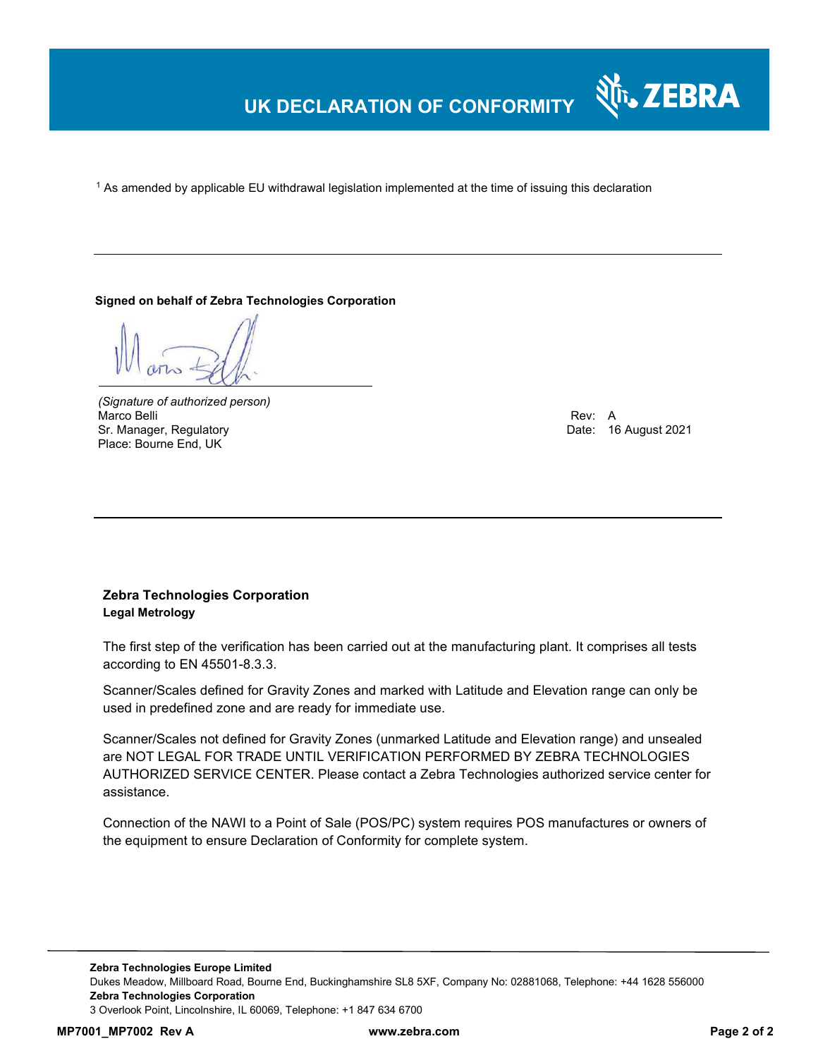# UK DECLARATION OF CONFORMITY

[1] As amended by applicable EU withdrawal legislation implemented at the time of issuing this declaration

---

**Signed on behalf of Zebra Technologies Corporation**

*(Signature of authorized person)*
Marco Belli
Sr. Manager, Regulatory
Place: Bourne End, UK

Rev: A
Date: 16 August 2021

---

**Zebra Technologies Corporation**
**Legal Metrology**

The first step of the verification has been carried out at the manufacturing plant. It comprises all tests according to EN 45501-8.3.3.

Scanner/Scales defined for Gravity Zones and marked with Latitude and Elevation range can only be used in predefined zone and are ready for immediate use.

Scanner/Scales not defined for Gravity Zones (unmarked Latitude and Elevation range) and unsealed are NOT LEGAL FOR TRADE UNTIL VERIFICATION PERFORMED BY ZEBRA TECHNOLOGIES AUTHORIZED SERVICE CENTER. Please contact a Zebra Technologies authorized service center for assistance.

Connection of the NAWI to a Point of Sale (POS/PC) system requires POS manufactures or owners of the equipment to ensure Declaration of Conformity for complete system.

---

**Zebra Technologies Europe Limited**
Dukes Meadow, Millboard Road, Bourne End, Buckinghamshire SL8 5XF, Company No: 02881068, Telephone: +44 1628 556000
**Zebra Technologies Corporation**
3 Overlook Point, Lincolnshire, IL 60069, Telephone: +1 847 634 6700